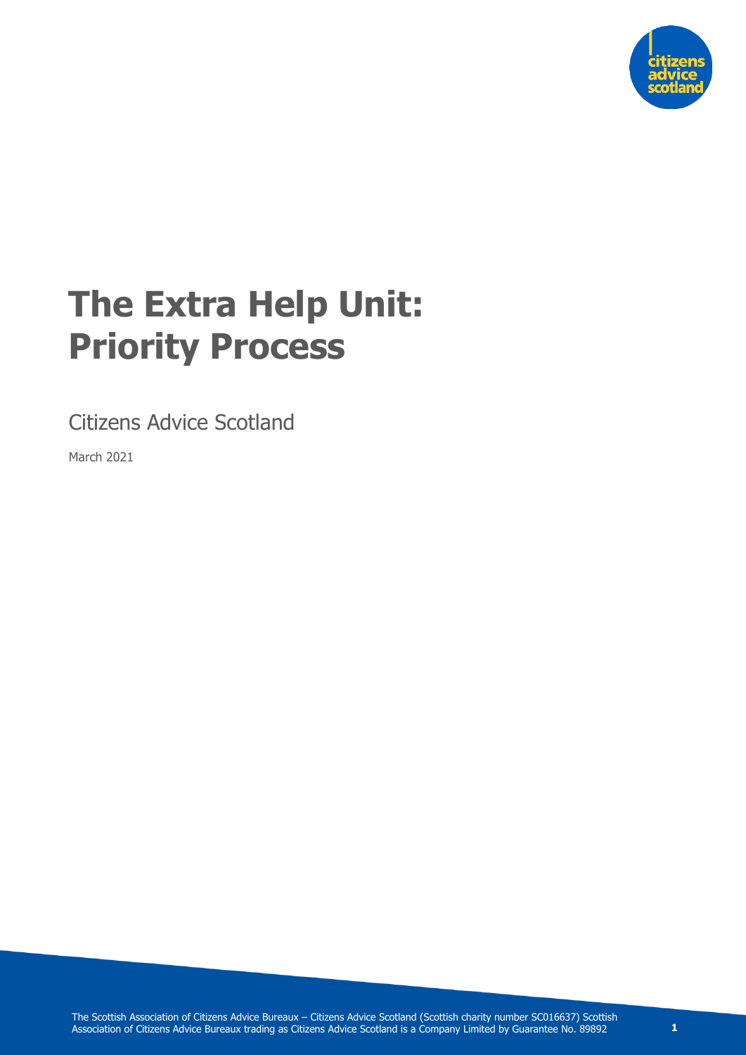# The Extra Help Unit: Priority Process

Citizens Advice Scotland

March 2021

The Scottish Association of Citizens Advice Bureaux – Citizens Advice Scotland (Scottish charity number SC016637) Scottish Association of Citizens Advice Bureaux trading as Citizens Advice Scotland is a Company Limited by Guarantee No. 89892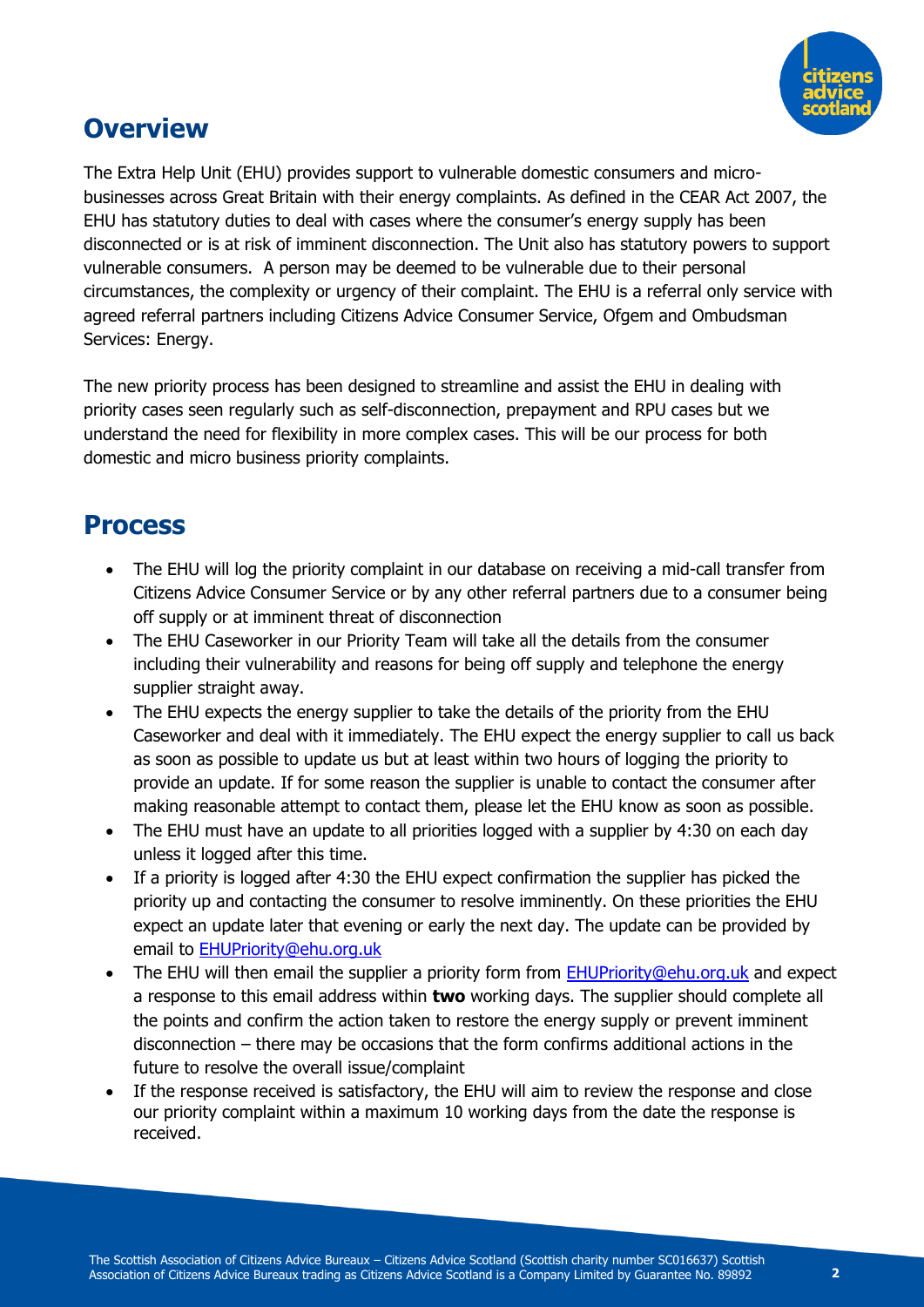## Overview

The Extra Help Unit (EHU) provides support to vulnerable domestic consumers and micro-businesses across Great Britain with their energy complaints. As defined in the CEAR Act 2007, the EHU has statutory duties to deal with cases where the consumer's energy supply has been disconnected or is at risk of imminent disconnection. The Unit also has statutory powers to support vulnerable consumers. A person may be deemed to be vulnerable due to their personal circumstances, the complexity or urgency of their complaint. The EHU is a referral only service with agreed referral partners including Citizens Advice Consumer Service, Ofgem and Ombudsman Services: Energy.

The new priority process has been designed to streamline and assist the EHU in dealing with priority cases seen regularly such as self-disconnection, prepayment and RPU cases but we understand the need for flexibility in more complex cases. This will be our process for both domestic and micro business priority complaints.

## Process

- The EHU will log the priority complaint in our database on receiving a mid-call transfer from Citizens Advice Consumer Service or by any other referral partners due to a consumer being off supply or at imminent threat of disconnection
- The EHU Caseworker in our Priority Team will take all the details from the consumer including their vulnerability and reasons for being off supply and telephone the energy supplier straight away.
- The EHU expects the energy supplier to take the details of the priority from the EHU Caseworker and deal with it immediately. The EHU expect the energy supplier to call us back as soon as possible to update us but at least within two hours of logging the priority to provide an update. If for some reason the supplier is unable to contact the consumer after making reasonable attempt to contact them, please let the EHU know as soon as possible.
- The EHU must have an update to all priorities logged with a supplier by 4:30 on each day unless it logged after this time.
- If a priority is logged after 4:30 the EHU expect confirmation the supplier has picked the priority up and contacting the consumer to resolve imminently. On these priorities the EHU expect an update later that evening or early the next day. The update can be provided by email to EHUPriority@ehu.org.uk
- The EHU will then email the supplier a priority form from EHUPriority@ehu.org.uk and expect a response to this email address within **two** working days. The supplier should complete all the points and confirm the action taken to restore the energy supply or prevent imminent disconnection – there may be occasions that the form confirms additional actions in the future to resolve the overall issue/complaint
- If the response received is satisfactory, the EHU will aim to review the response and close our priority complaint within a maximum 10 working days from the date the response is received.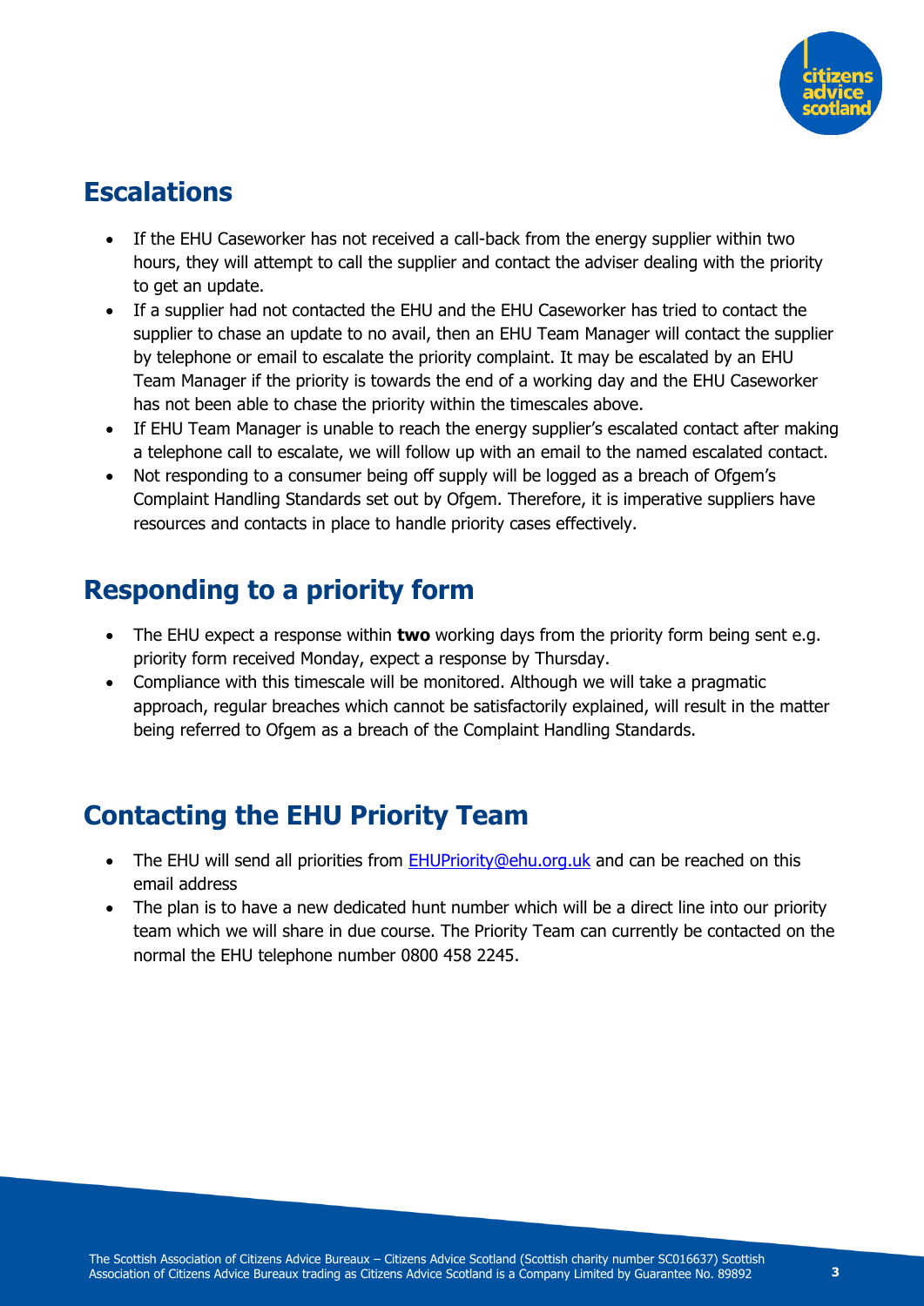## Escalations

- If the EHU Caseworker has not received a call-back from the energy supplier within two hours, they will attempt to call the supplier and contact the adviser dealing with the priority to get an update.
- If a supplier had not contacted the EHU and the EHU Caseworker has tried to contact the supplier to chase an update to no avail, then an EHU Team Manager will contact the supplier by telephone or email to escalate the priority complaint. It may be escalated by an EHU Team Manager if the priority is towards the end of a working day and the EHU Caseworker has not been able to chase the priority within the timescales above.
- If EHU Team Manager is unable to reach the energy supplier's escalated contact after making a telephone call to escalate, we will follow up with an email to the named escalated contact.
- Not responding to a consumer being off supply will be logged as a breach of Ofgem's Complaint Handling Standards set out by Ofgem. Therefore, it is imperative suppliers have resources and contacts in place to handle priority cases effectively.

## Responding to a priority form

- The EHU expect a response within **two** working days from the priority form being sent e.g. priority form received Monday, expect a response by Thursday.
- Compliance with this timescale will be monitored. Although we will take a pragmatic approach, regular breaches which cannot be satisfactorily explained, will result in the matter being referred to Ofgem as a breach of the Complaint Handling Standards.

## Contacting the EHU Priority Team

- The EHU will send all priorities from EHUPriority@ehu.org.uk and can be reached on this email address
- The plan is to have a new dedicated hunt number which will be a direct line into our priority team which we will share in due course. The Priority Team can currently be contacted on the normal the EHU telephone number 0800 458 2245.

The Scottish Association of Citizens Advice Bureaux – Citizens Advice Scotland (Scottish charity number SC016637) Scottish Association of Citizens Advice Bureaux trading as Citizens Advice Scotland is a Company Limited by Guarantee No. 89892